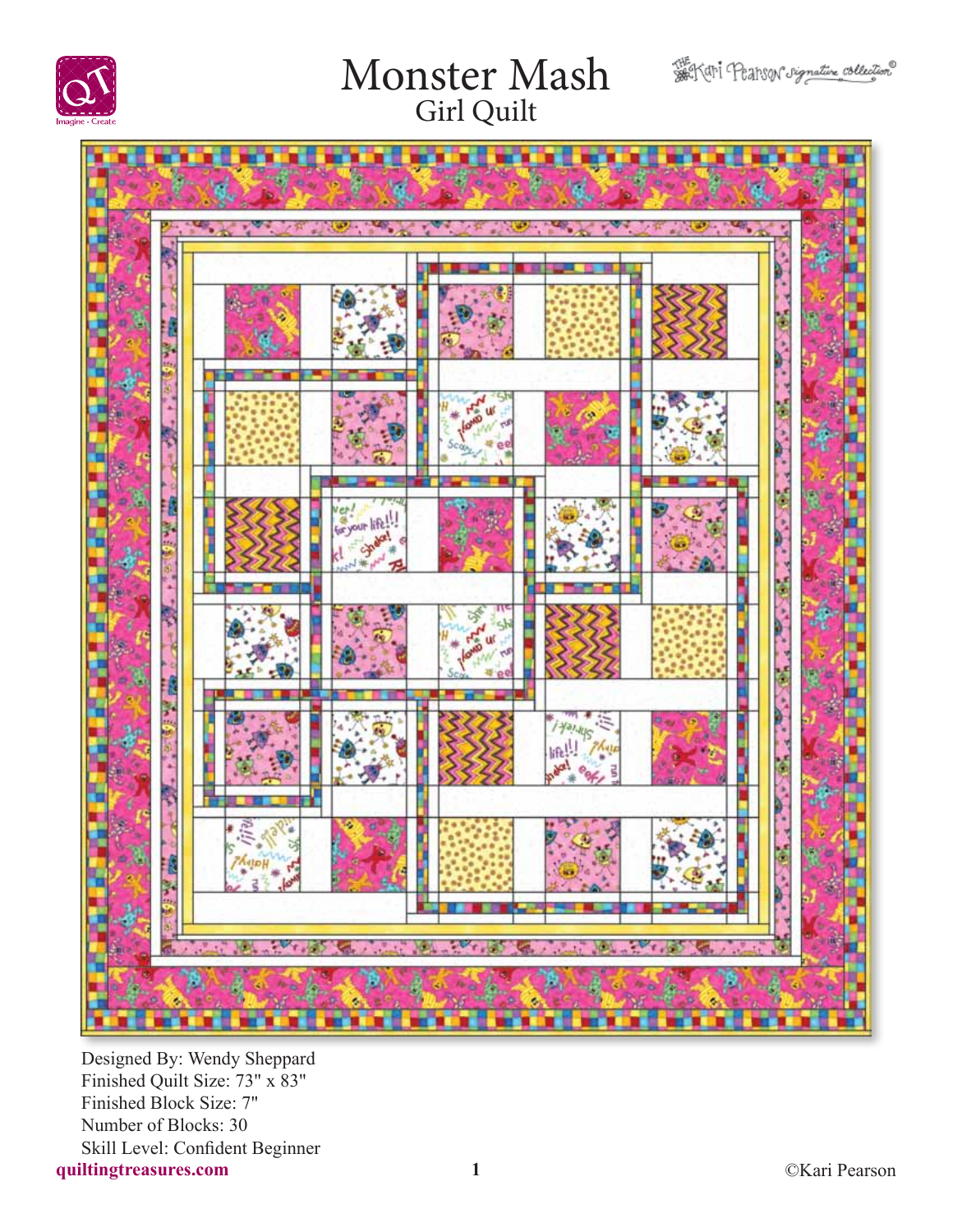# Monster Mash

## Girl Quilt

Designed By: Wendy Sheppard
Finished Quilt Size: 73" x 83"
Finished Block Size: 7"
Number of Blocks: 30
Skill Level: Confident Beginner

quiltingtreasures.com

©Kari Pearson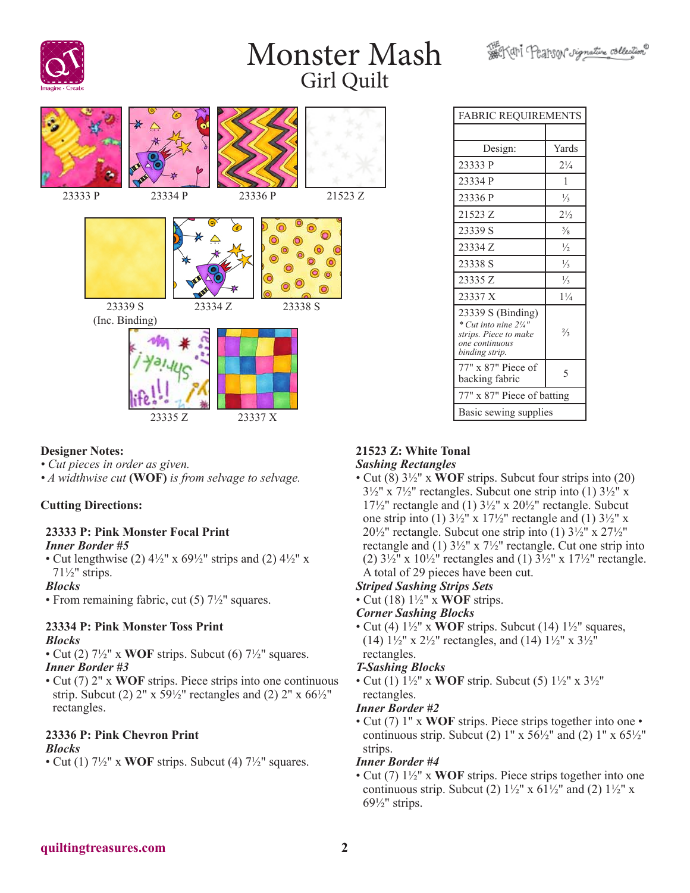# Monster Mash
## Girl Quilt

23333 P | 23334 P | 23336 P | 21523 Z

23339 S (Inc. Binding) | 23334 Z | 23338 S

23335 Z | 23337 X

| FABRIC REQUIREMENTS | |
|---|---|
| | |
| Design: | Yards |
| 23333 P | 2¼ |
| 23334 P | 1 |
| 23336 P | ⅓ |
| 21523 Z | 2½ |
| 23339 S | ⅜ |
| 23334 Z | ½ |
| 23338 S | ⅓ |
| 23335 Z | ⅓ |
| 23337 X | 1¼ |
| 23339 S (Binding) *\* Cut into nine 2¼" strips. Piece to make one continuous binding strip.* | ⅔ |
| 77" x 87" Piece of backing fabric | 5 |
| 77" x 87" Piece of batting | |
| Basic sewing supplies | |

**Designer Notes:**

- *Cut pieces in order as given.*
- *A widthwise cut* **(WOF)** *is from selvage to selvage.*

**Cutting Directions:**

**23333 P: Pink Monster Focal Print**

***Inner Border #5***

- Cut lengthwise (2) 4½" x 69½" strips and (2) 4½" x 71½" strips.

***Blocks***

- From remaining fabric, cut (5) 7½" squares.

**23334 P: Pink Monster Toss Print**

***Blocks***

- Cut (2) 7½" x **WOF** strips. Subcut (6) 7½" squares.

***Inner Border #3***

- Cut (7) 2" x **WOF** strips. Piece strips into one continuous strip. Subcut (2) 2" x 59½" rectangles and (2) 2" x 66½" rectangles.

**23336 P: Pink Chevron Print**

***Blocks***

- Cut (1) 7½" x **WOF** strips. Subcut (4) 7½" squares.

**21523 Z: White Tonal**

***Sashing Rectangles***

- Cut (8) 3½" x **WOF** strips. Subcut four strips into (20) 3½" x 7½" rectangles. Subcut one strip into (1) 3½" x 17½" rectangle and (1) 3½" x 20½" rectangle. Subcut one strip into (1) 3½" x 17½" rectangle and (1) 3½" x 20½" rectangle. Subcut one strip into (1) 3½" x 27½" rectangle and (1) 3½" x 7½" rectangle. Cut one strip into (2) 3½" x 10½" rectangles and (1) 3½" x 17½" rectangle. A total of 29 pieces have been cut.

***Striped Sashing Strips Sets***

- Cut (18) 1½" x **WOF** strips.

***Corner Sashing Blocks***

- Cut (4) 1½" x **WOF** strips. Subcut (14) 1½" squares, (14) 1½" x 2½" rectangles, and (14) 1½" x 3½" rectangles.

***T-Sashing Blocks***

- Cut (1) 1½" x **WOF** strip. Subcut (5) 1½" x 3½" rectangles.

***Inner Border #2***

- Cut (7) 1" x **WOF** strips. Piece strips together into one • continuous strip. Subcut (2) 1" x 56½" and (2) 1" x 65½" strips.

***Inner Border #4***

- Cut (7) 1½" x **WOF** strips. Piece strips together into one continuous strip. Subcut (2) 1½" x 61½" and (2) 1½" x 69½" strips.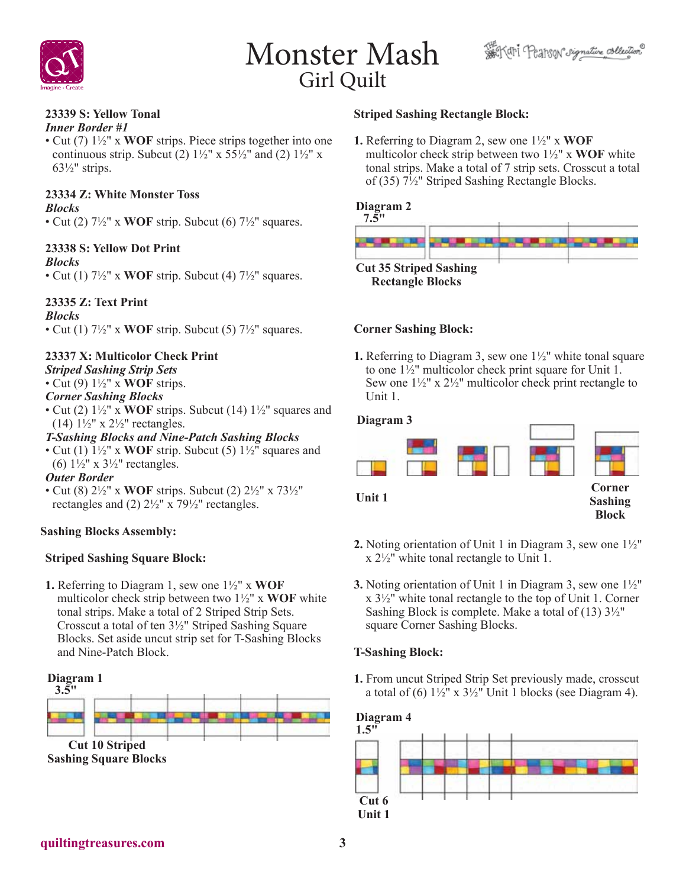# Monster Mash
## Girl Quilt

**23339 S: Yellow Tonal**
***Inner Border #1***
- Cut (7) 1½" x **WOF** strips. Piece strips together into one continuous strip. Subcut (2) 1½" x 55½" and (2) 1½" x 63½" strips.

**23334 Z: White Monster Toss**
***Blocks***
- Cut (2) 7½" x **WOF** strip. Subcut (6) 7½" squares.

**23338 S: Yellow Dot Print**
***Blocks***
- Cut (1) 7½" x **WOF** strip. Subcut (4) 7½" squares.

**23335 Z: Text Print**
***Blocks***
- Cut (1) 7½" x **WOF** strip. Subcut (5) 7½" squares.

**23337 X: Multicolor Check Print**
***Striped Sashing Strip Sets***
- Cut (9) 1½" x **WOF** strips.

***Corner Sashing Blocks***
- Cut (2) 1½" x **WOF** strips. Subcut (14) 1½" squares and (14) 1½" x 2½" rectangles.

***T-Sashing Blocks and Nine-Patch Sashing Blocks***
- Cut (1) 1½" x **WOF** strip. Subcut (5) 1½" squares and (6) 1½" x 3½" rectangles.

***Outer Border***
- Cut (8) 2½" x **WOF** strips. Subcut (2) 2½" x 73½" rectangles and (2) 2½" x 79½" rectangles.

### Sashing Blocks Assembly:

**Striped Sashing Square Block:**

1. Referring to Diagram 1, sew one 1½" x **WOF** multicolor check strip between two 1½" x **WOF** white tonal strips. Make a total of 2 Striped Strip Sets. Crosscut a total of ten 3½" Striped Sashing Square Blocks. Set aside uncut strip set for T-Sashing Blocks and Nine-Patch Block.

**Diagram 1**
3.5"

**Cut 10 Striped Sashing Square Blocks**

**Striped Sashing Rectangle Block:**

1. Referring to Diagram 2, sew one 1½" x **WOF** multicolor check strip between two 1½" x **WOF** white tonal strips. Make a total of 7 strip sets. Crosscut a total of (35) 7½" Striped Sashing Rectangle Blocks.

**Diagram 2**
7.5"

**Cut 35 Striped Sashing Rectangle Blocks**

**Corner Sashing Block:**

1. Referring to Diagram 3, sew one 1½" white tonal square to one 1½" multicolor check print square for Unit 1. Sew one 1½" x 2½" multicolor check print rectangle to Unit 1.

**Diagram 3**

**Unit 1** **Corner Sashing Block**

2. Noting orientation of Unit 1 in Diagram 3, sew one 1½" x 2½" white tonal rectangle to Unit 1.

3. Noting orientation of Unit 1 in Diagram 3, sew one 1½" x 3½" white tonal rectangle to the top of Unit 1. Corner Sashing Block is complete. Make a total of (13) 3½" square Corner Sashing Blocks.

**T-Sashing Block:**

1. From uncut Striped Strip Set previously made, crosscut a total of (6) 1½" x 3½" Unit 1 blocks (see Diagram 4).

**Diagram 4**
1.5"

**Cut 6 Unit 1**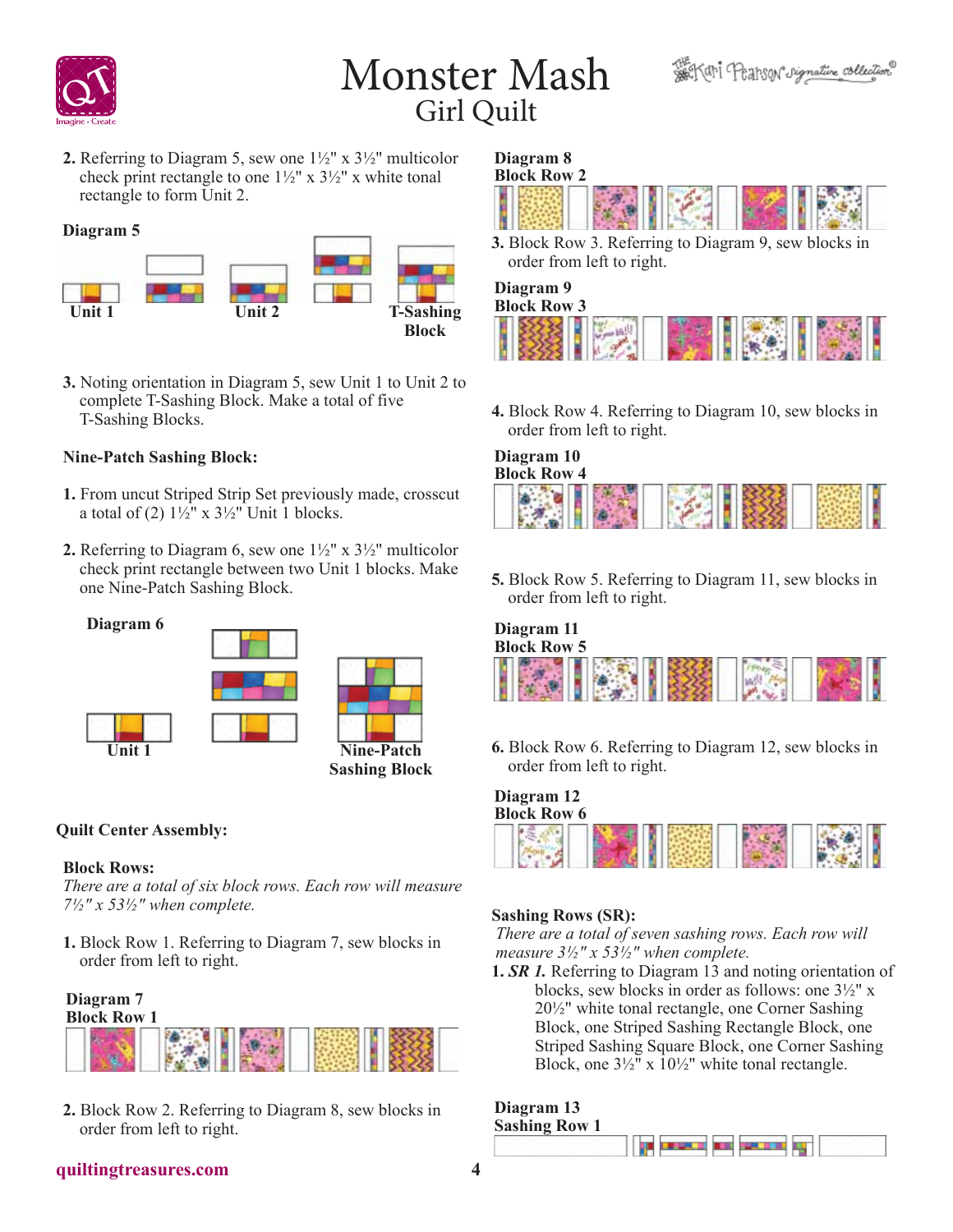2. Referring to Diagram 5, sew one 1½" x 3½" multicolor check print rectangle to one 1½" x 3½" x white tonal rectangle to form Unit 2.

**Diagram 5**

Unit 1 &nbsp;&nbsp; Unit 2 &nbsp;&nbsp; T-Sashing Block

3. Noting orientation in Diagram 5, sew Unit 1 to Unit 2 to complete T-Sashing Block. Make a total of five T-Sashing Blocks.

**Nine-Patch Sashing Block:**

1. From uncut Striped Strip Set previously made, crosscut a total of (2) 1½" x 3½" Unit 1 blocks.

2. Referring to Diagram 6, sew one 1½" x 3½" multicolor check print rectangle between two Unit 1 blocks. Make one Nine-Patch Sashing Block.

**Diagram 6**

Unit 1 &nbsp;&nbsp; Nine-Patch Sashing Block

**Quilt Center Assembly:**

**Block Rows:**

*There are a total of six block rows. Each row will measure 7½" x 53½" when complete.*

1. Block Row 1. Referring to Diagram 7, sew blocks in order from left to right.

**Diagram 7**
**Block Row 1**

2. Block Row 2. Referring to Diagram 8, sew blocks in order from left to right.

**Diagram 8**
**Block Row 2**

3. Block Row 3. Referring to Diagram 9, sew blocks in order from left to right.

**Diagram 9**
**Block Row 3**

4. Block Row 4. Referring to Diagram 10, sew blocks in order from left to right.

**Diagram 10**
**Block Row 4**

5. Block Row 5. Referring to Diagram 11, sew blocks in order from left to right.

**Diagram 11**
**Block Row 5**

6. Block Row 6. Referring to Diagram 12, sew blocks in order from left to right.

**Diagram 12**
**Block Row 6**

**Sashing Rows (SR):**

*There are a total of seven sashing rows. Each row will measure 3½" x 53½" when complete.*

1. ***SR 1.*** Referring to Diagram 13 and noting orientation of blocks, sew blocks in order as follows: one 3½" x 20½" white tonal rectangle, one Corner Sashing Block, one Striped Sashing Rectangle Block, one Striped Sashing Square Block, one Corner Sashing Block, one 3½" x 10½" white tonal rectangle.

**Diagram 13**
**Sashing Row 1**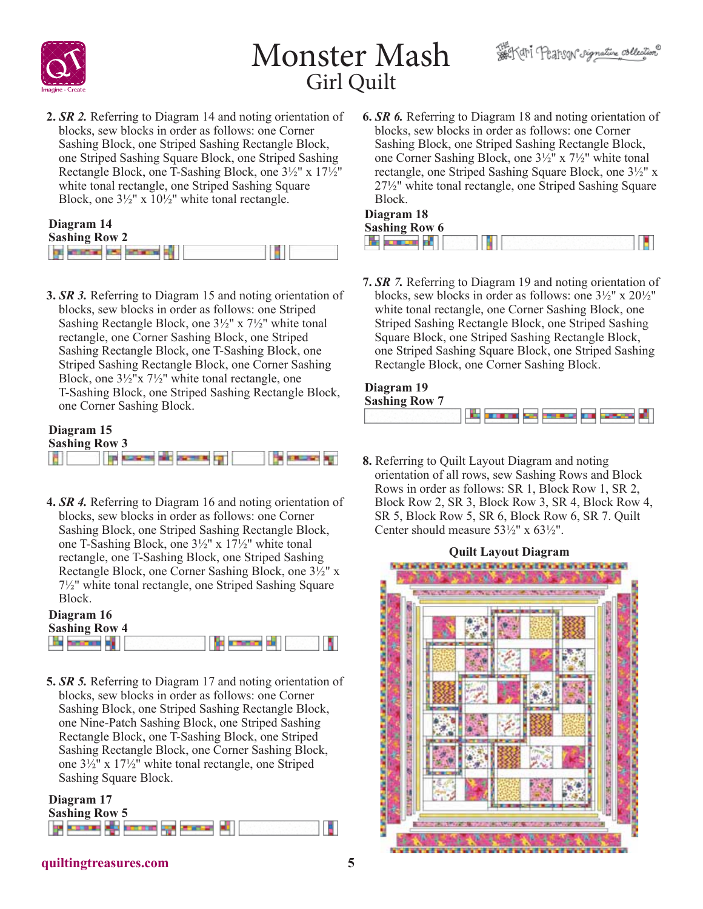2. ***SR 2.*** Referring to Diagram 14 and noting orientation of blocks, sew blocks in order as follows: one Corner Sashing Block, one Striped Sashing Rectangle Block, one Striped Sashing Square Block, one Striped Sashing Rectangle Block, one T-Sashing Block, one 3½" x 17½" white tonal rectangle, one Striped Sashing Square Block, one 3½" x 10½" white tonal rectangle.

**Diagram 14**
**Sashing Row 2**

3. ***SR 3.*** Referring to Diagram 15 and noting orientation of blocks, sew blocks in order as follows: one Striped Sashing Rectangle Block, one 3½" x 7½" white tonal rectangle, one Corner Sashing Block, one Striped Sashing Rectangle Block, one T-Sashing Block, one Striped Sashing Rectangle Block, one Corner Sashing Block, one 3½"x 7½" white tonal rectangle, one T-Sashing Block, one Striped Sashing Rectangle Block, one Corner Sashing Block.

**Diagram 15**
**Sashing Row 3**

4. ***SR 4.*** Referring to Diagram 16 and noting orientation of blocks, sew blocks in order as follows: one Corner Sashing Block, one Striped Sashing Rectangle Block, one T-Sashing Block, one 3½" x 17½" white tonal rectangle, one T-Sashing Block, one Striped Sashing Rectangle Block, one Corner Sashing Block, one 3½" x 7½" white tonal rectangle, one Striped Sashing Square Block.

**Diagram 16**
**Sashing Row 4**

5. ***SR 5.*** Referring to Diagram 17 and noting orientation of blocks, sew blocks in order as follows: one Corner Sashing Block, one Striped Sashing Rectangle Block, one Nine-Patch Sashing Block, one Striped Sashing Rectangle Block, one T-Sashing Block, one Striped Sashing Rectangle Block, one Corner Sashing Block, one 3½" x 17½" white tonal rectangle, one Striped Sashing Square Block.

**Diagram 17**
**Sashing Row 5**

6. ***SR 6.*** Referring to Diagram 18 and noting orientation of blocks, sew blocks in order as follows: one Corner Sashing Block, one Striped Sashing Rectangle Block, one Corner Sashing Block, one 3½" x 7½" white tonal rectangle, one Striped Sashing Square Block, one 3½" x 27½" white tonal rectangle, one Striped Sashing Square Block.

**Diagram 18**
**Sashing Row 6**

7. ***SR 7.*** Referring to Diagram 19 and noting orientation of blocks, sew blocks in order as follows: one 3½" x 20½" white tonal rectangle, one Corner Sashing Block, one Striped Sashing Rectangle Block, one Striped Sashing Square Block, one Striped Sashing Rectangle Block, one Striped Sashing Square Block, one Striped Sashing Rectangle Block, one Corner Sashing Block.

**Diagram 19**
**Sashing Row 7**

8. Referring to Quilt Layout Diagram and noting orientation of all rows, sew Sashing Rows and Block Rows in order as follows: SR 1, Block Row 1, SR 2, Block Row 2, SR 3, Block Row 3, SR 4, Block Row 4, SR 5, Block Row 5, SR 6, Block Row 6, SR 7. Quilt Center should measure 53½" x 63½".

**Quilt Layout Diagram**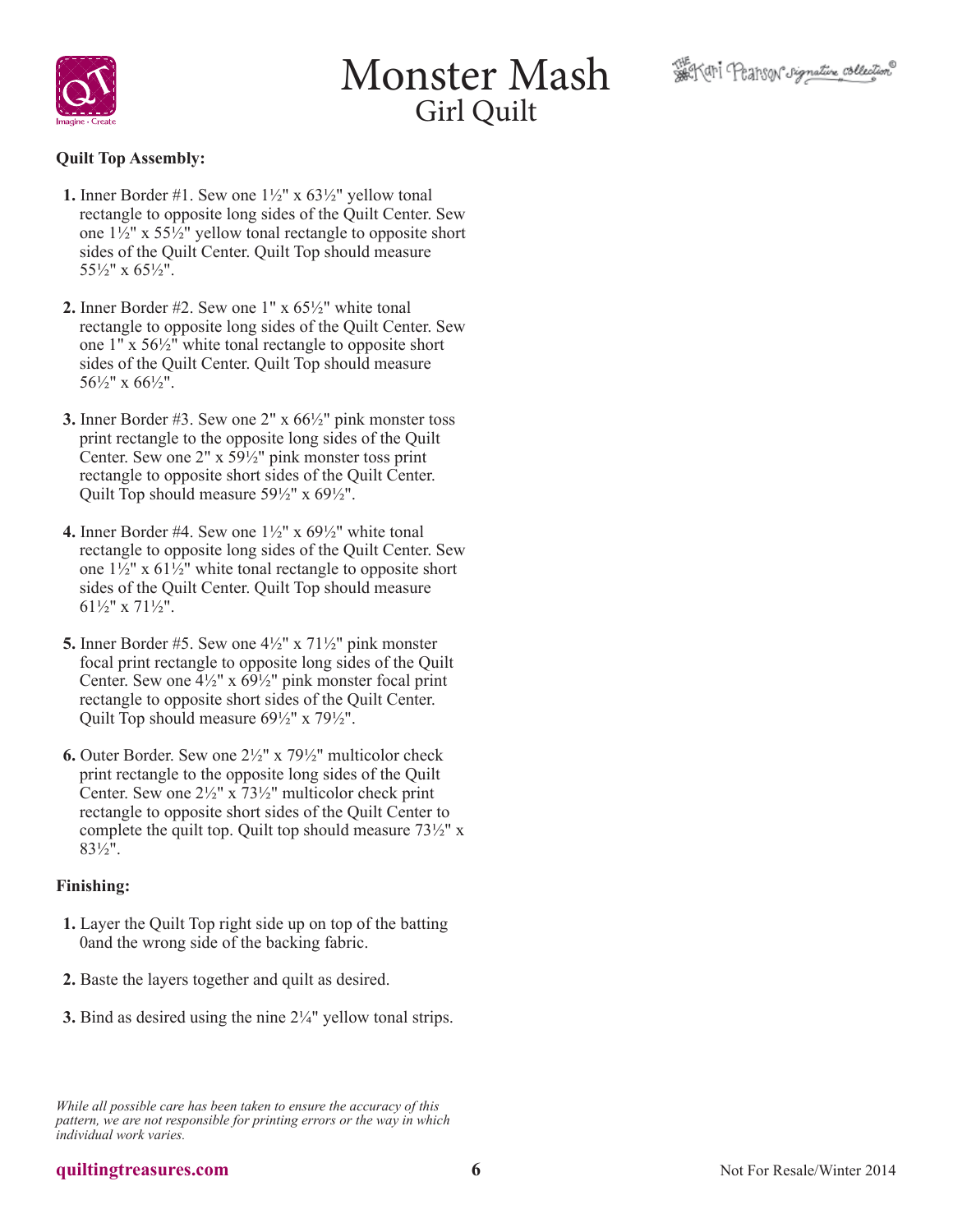# Monster Mash
## Girl Quilt

**Quilt Top Assembly:**

1. Inner Border #1. Sew one 1½" x 63½" yellow tonal rectangle to opposite long sides of the Quilt Center. Sew one 1½" x 55½" yellow tonal rectangle to opposite short sides of the Quilt Center. Quilt Top should measure 55½" x 65½".

2. Inner Border #2. Sew one 1" x 65½" white tonal rectangle to opposite long sides of the Quilt Center. Sew one 1" x 56½" white tonal rectangle to opposite short sides of the Quilt Center. Quilt Top should measure 56½" x 66½".

3. Inner Border #3. Sew one 2" x 66½" pink monster toss print rectangle to the opposite long sides of the Quilt Center. Sew one 2" x 59½" pink monster toss print rectangle to opposite short sides of the Quilt Center. Quilt Top should measure 59½" x 69½".

4. Inner Border #4. Sew one 1½" x 69½" white tonal rectangle to opposite long sides of the Quilt Center. Sew one 1½" x 61½" white tonal rectangle to opposite short sides of the Quilt Center. Quilt Top should measure 61½" x 71½".

5. Inner Border #5. Sew one 4½" x 71½" pink monster focal print rectangle to opposite long sides of the Quilt Center. Sew one 4½" x 69½" pink monster focal print rectangle to opposite short sides of the Quilt Center. Quilt Top should measure 69½" x 79½".

6. Outer Border. Sew one 2½" x 79½" multicolor check print rectangle to the opposite long sides of the Quilt Center. Sew one 2½" x 73½" multicolor check print rectangle to opposite short sides of the Quilt Center to complete the quilt top. Quilt top should measure 73½" x 83½".

**Finishing:**

1. Layer the Quilt Top right side up on top of the batting 0and the wrong side of the backing fabric.

2. Baste the layers together and quilt as desired.

3. Bind as desired using the nine 2¼" yellow tonal strips.

*While all possible care has been taken to ensure the accuracy of this pattern, we are not responsible for printing errors or the way in which individual work varies.*

**quiltingtreasures.com** Not For Resale/Winter 2014